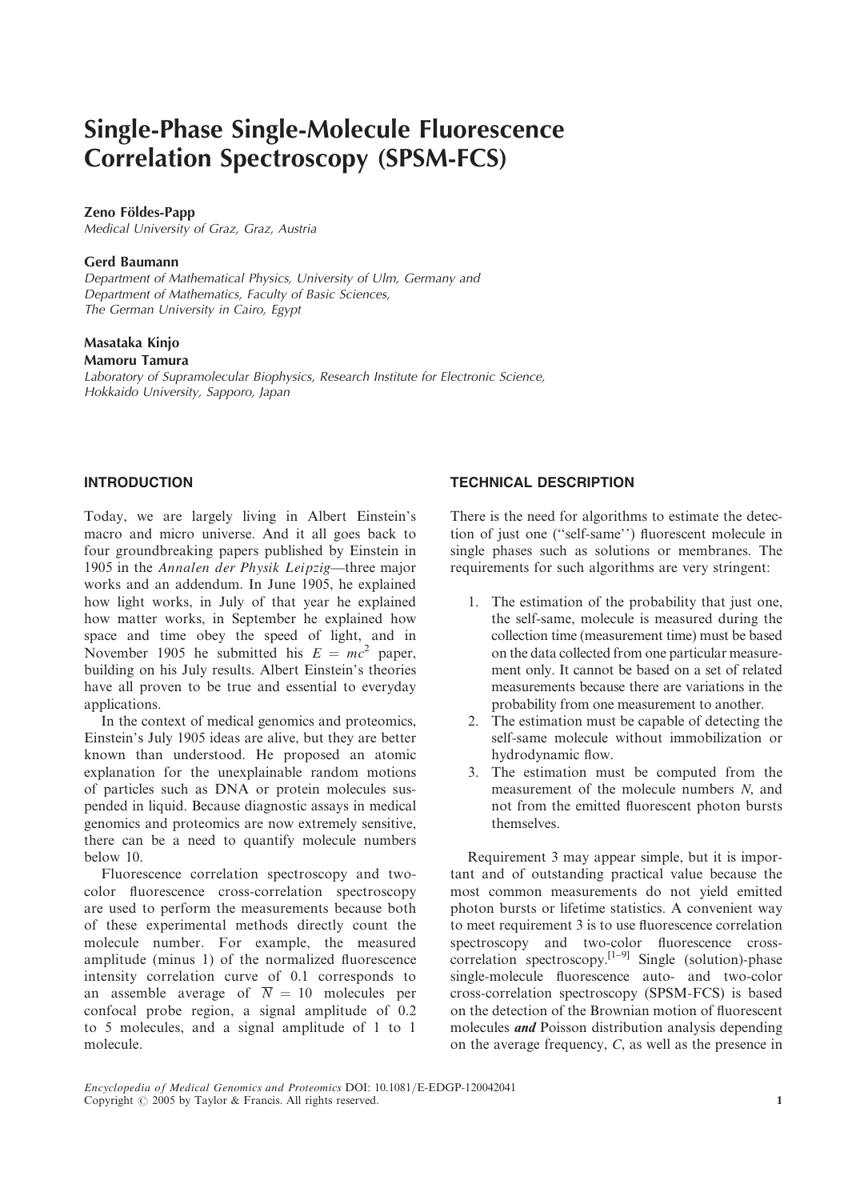# Single-Phase Single-Molecule Fluorescence Correlation Spectroscopy (SPSM-FCS)

**Zeno Földes-Papp**
*Medical University of Graz, Graz, Austria*

**Gerd Baumann**
*Department of Mathematical Physics, University of Ulm, Germany and Department of Mathematics, Faculty of Basic Sciences, The German University in Cairo, Egypt*

**Masataka Kinjo**
**Mamoru Tamura**
*Laboratory of Supramolecular Biophysics, Research Institute for Electronic Science, Hokkaido University, Sapporo, Japan*

## INTRODUCTION

Today, we are largely living in Albert Einstein's macro and micro universe. And it all goes back to four groundbreaking papers published by Einstein in 1905 in the *Annalen der Physik Leipzig*—three major works and an addendum. In June 1905, he explained how light works, in July of that year he explained how matter works, in September he explained how space and time obey the speed of light, and in November 1905 he submitted his $E = mc^2$ paper, building on his July results. Albert Einstein's theories have all proven to be true and essential to everyday applications.

In the context of medical genomics and proteomics, Einstein's July 1905 ideas are alive, but they are better known than understood. He proposed an atomic explanation for the unexplainable random motions of particles such as DNA or protein molecules suspended in liquid. Because diagnostic assays in medical genomics and proteomics are now extremely sensitive, there can be a need to quantify molecule numbers below 10.

Fluorescence correlation spectroscopy and two-color fluorescence cross-correlation spectroscopy are used to perform the measurements because both of these experimental methods directly count the molecule number. For example, the measured amplitude (minus 1) of the normalized fluorescence intensity correlation curve of 0.1 corresponds to an assemble average of $\overline{N} = 10$ molecules per confocal probe region, a signal amplitude of 0.2 to 5 molecules, and a signal amplitude of 1 to 1 molecule.

## TECHNICAL DESCRIPTION

There is the need for algorithms to estimate the detection of just one ("self-same") fluorescent molecule in single phases such as solutions or membranes. The requirements for such algorithms are very stringent:

1. The estimation of the probability that just one, the self-same, molecule is measured during the collection time (measurement time) must be based on the data collected from one particular measurement only. It cannot be based on a set of related measurements because there are variations in the probability from one measurement to another.
2. The estimation must be capable of detecting the self-same molecule without immobilization or hydrodynamic flow.
3. The estimation must be computed from the measurement of the molecule numbers $N$, and not from the emitted fluorescent photon bursts themselves.

Requirement 3 may appear simple, but it is important and of outstanding practical value because the most common measurements do not yield emitted photon bursts or lifetime statistics. A convenient way to meet requirement 3 is to use fluorescence correlation spectroscopy and two-color fluorescence cross-correlation spectroscopy.[1–9] Single (solution)-phase single-molecule fluorescence auto- and two-color cross-correlation spectroscopy (SPSM-FCS) is based on the detection of the Brownian motion of fluorescent molecules ***and*** Poisson distribution analysis depending on the average frequency, $C$, as well as the presence in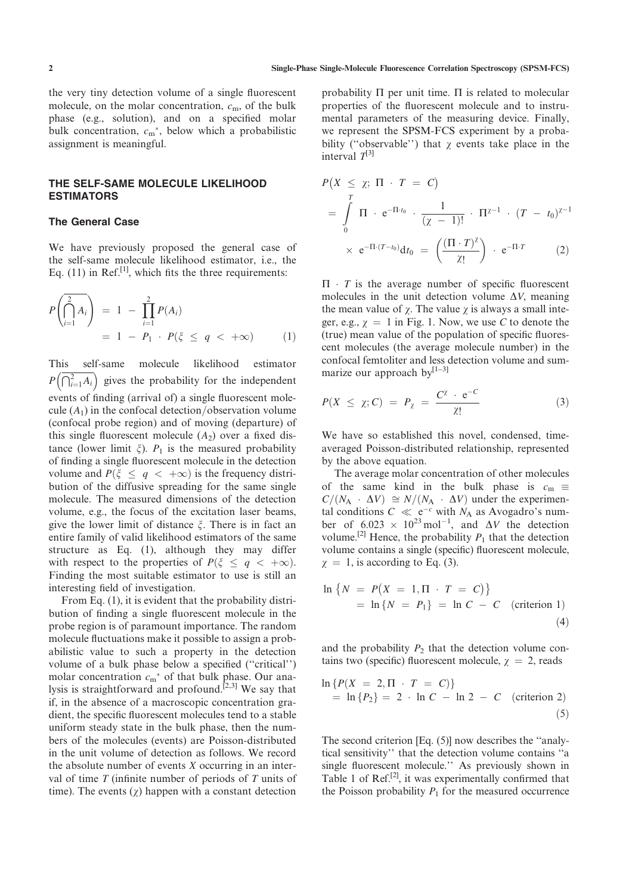the very tiny detection volume of a single fluorescent molecule, on the molar concentration, $c_m$, of the bulk phase (e.g., solution), and on a specified molar bulk concentration, $c_m^*$, below which a probabilistic assignment is meaningful.

## THE SELF-SAME MOLECULE LIKELIHOOD ESTIMATORS

### The General Case

We have previously proposed the general case of the self-same molecule likelihood estimator, i.e., the Eq. (11) in Ref.[1], which fits the three requirements:

$$P\left(\overline{\bigcap_{i=1}^{2} A_i}\right) = 1 - \prod_{i=1}^{2} P(A_i) = 1 - P_1 \cdot P(\xi \leq q < +\infty) \qquad (1)$$

This self-same molecule likelihood estimator $P\left(\overline{\bigcap_{i=1}^{2} A_i}\right)$ gives the probability for the independent events of finding (arrival of) a single fluorescent molecule ($A_1$) in the confocal detection/observation volume (confocal probe region) and of moving (departure) of this single fluorescent molecule ($A_2$) over a fixed distance (lower limit $\xi$). $P_1$ is the measured probability of finding a single fluorescent molecule in the detection volume and $P(\xi \leq q < +\infty)$ is the frequency distribution of the diffusive spreading for the same single molecule. The measured dimensions of the detection volume, e.g., the focus of the excitation laser beams, give the lower limit of distance $\xi$. There is in fact an entire family of valid likelihood estimators of the same structure as Eq. (1), although they may differ with respect to the properties of $P(\xi \leq q < +\infty)$. Finding the most suitable estimator to use is still an interesting field of investigation.

From Eq. (1), it is evident that the probability distribution of finding a single fluorescent molecule in the probe region is of paramount importance. The random molecule fluctuations make it possible to assign a probabilistic value to such a property in the detection volume of a bulk phase below a specified ("critical") molar concentration $c_m^*$ of that bulk phase. Our analysis is straightforward and profound.[2,3] We say that if, in the absence of a macroscopic concentration gradient, the specific fluorescent molecules tend to a stable uniform steady state in the bulk phase, then the numbers of the molecules (events) are Poisson-distributed in the unit volume of detection as follows. We record the absolute number of events $X$ occurring in an interval of time $T$ (infinite number of periods of $T$ units of time). The events ($\chi$) happen with a constant detection probability $\Pi$ per unit time. $\Pi$ is related to molecular properties of the fluorescent molecule and to instrumental parameters of the measuring device. Finally, we represent the SPSM-FCS experiment by a probability ("observable") that $\chi$ events take place in the interval $T$[3]

$$P(X \leq \chi;\ \Pi \cdot T = C) = \int_0^T \Pi \cdot e^{-\Pi \cdot t_0} \cdot \frac{1}{(\chi - 1)!} \cdot \Pi^{\chi-1} \cdot (T - t_0)^{\chi-1} \times e^{-\Pi \cdot (T - t_0)} dt_0 = \left(\frac{(\Pi \cdot T)^{\chi}}{\chi!}\right) \cdot e^{-\Pi \cdot T} \qquad (2)$$

$\Pi \cdot T$ is the average number of specific fluorescent molecules in the unit detection volume $\Delta V$, meaning the mean value of $\chi$. The value $\chi$ is always a small integer, e.g., $\chi = 1$ in Fig. 1. Now, we use $C$ to denote the (true) mean value of the population of specific fluorescent molecules (the average molecule number) in the confocal femtoliter and less detection volume and summarize our approach by[1–3]

$$P(X \leq \chi; C) = P_{\chi} = \frac{C^{\chi} \cdot e^{-C}}{\chi!} \qquad (3)$$

We have so established this novel, condensed, time-averaged Poisson-distributed relationship, represented by the above equation.

The average molar concentration of other molecules of the same kind in the bulk phase is $c_m \equiv C/(N_A \cdot \Delta V) \cong N/(N_A \cdot \Delta V)$ under the experimental conditions $C \ll e^{-c}$ with $N_A$ as Avogadro's number of $6.023 \times 10^{23}\ \mathrm{mol}^{-1}$, and $\Delta V$ the detection volume.[2] Hence, the probability $P_1$ that the detection volume contains a single (specific) fluorescent molecule, $\chi = 1$, is according to Eq. (3).

$$\ln\{N = P(X = 1, \Pi \cdot T = C)\} = \ln\{N = P_1\} = \ln C - C \quad \text{(criterion 1)} \qquad (4)$$

and the probability $P_2$ that the detection volume contains two (specific) fluorescent molecule, $\chi = 2$, reads

$$\ln\{P(X = 2, \Pi \cdot T = C)\} = \ln\{P_2\} = 2 \cdot \ln C - \ln 2 - C \quad \text{(criterion 2)} \qquad (5)$$

The second criterion [Eq. (5)] now describes the "analytical sensitivity" that the detection volume contains "a single fluorescent molecule." As previously shown in Table 1 of Ref.[2], it was experimentally confirmed that the Poisson probability $P_1$ for the measured occurrence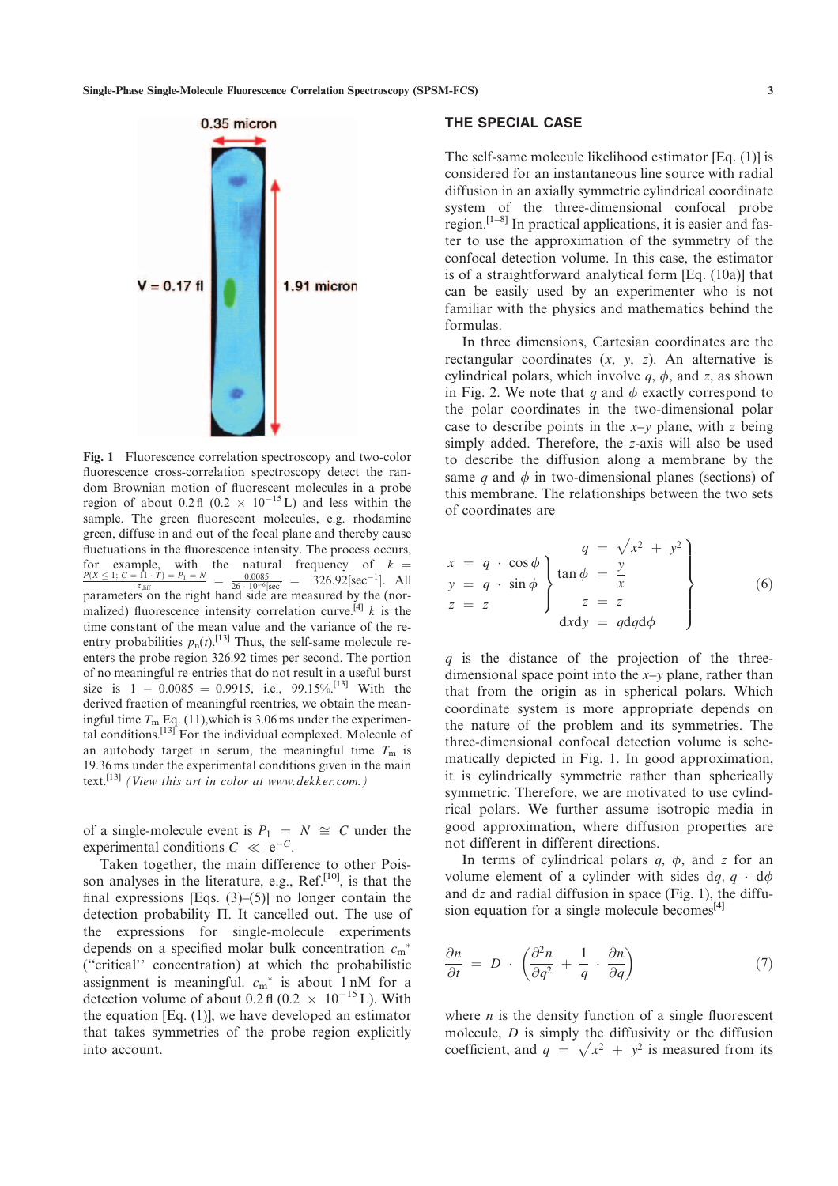Fig. 1 Fluorescence correlation spectroscopy and two-color fluorescence cross-correlation spectroscopy detect the random Brownian motion of fluorescent molecules in a probe region of about 0.2 fl ($0.2 \times 10^{-15}$ L) and less within the sample. The green fluorescent molecules, e.g. rhodamine green, diffuse in and out of the focal plane and thereby cause fluctuations in the fluorescence intensity. The process occurs, for example, with the natural frequency of $k = \frac{P(X \leq 1;\, C = \Pi \cdot T) = P_1 = N}{\tau_{\text{diff}}} = \frac{0.0085}{26 \cdot 10^{-6}[\text{sec}]} = 326.92[\text{sec}^{-1}]$. All parameters on the right hand side are measured by the (normalized) fluorescence intensity correlation curve.[4] $k$ is the time constant of the mean value and the variance of the reentry probabilities $p_n(t)$.[13] Thus, the self-same molecule reenters the probe region 326.92 times per second. The portion of no meaningful re-entries that do not result in a useful burst size is $1 - 0.0085 = 0.9915$, i.e., 99.15%.[13] With the derived fraction of meaningful reentries, we obtain the meaningful time $T_m$ Eq. (11),which is 3.06 ms under the experimental conditions.[13] For the individual complexed. Molecule of an autobody target in serum, the meaningful time $T_m$ is 19.36 ms under the experimental conditions given in the main text.[13] *(View this art in color at www.dekker.com.)*

of a single-molecule event is $P_1 = N \cong C$ under the experimental conditions $C \ll e^{-C}$.

Taken together, the main difference to other Poisson analyses in the literature, e.g., Ref.[10], is that the final expressions [Eqs. (3)–(5)] no longer contain the detection probability $\Pi$. It cancelled out. The use of the expressions for single-molecule experiments depends on a specified molar bulk concentration $c_m^*$ ("critical" concentration) at which the probabilistic assignment is meaningful. $c_m^*$ is about 1 nM for a detection volume of about 0.2 fl ($0.2 \times 10^{-15}$ L). With the equation [Eq. (1)], we have developed an estimator that takes symmetries of the probe region explicitly into account.

## THE SPECIAL CASE

The self-same molecule likelihood estimator [Eq. (1)] is considered for an instantaneous line source with radial diffusion in an axially symmetric cylindrical coordinate system of the three-dimensional confocal probe region.[1–8] In practical applications, it is easier and faster to use the approximation of the symmetry of the confocal detection volume. In this case, the estimator is of a straightforward analytical form [Eq. (10a)] that can be easily used by an experimenter who is not familiar with the physics and mathematics behind the formulas.

In three dimensions, Cartesian coordinates are the rectangular coordinates ($x$, $y$, $z$). An alternative is cylindrical polars, which involve $q$, $\phi$, and $z$, as shown in Fig. 2. We note that $q$ and $\phi$ exactly correspond to the polar coordinates in the two-dimensional polar case to describe points in the $x$–$y$ plane, with $z$ being simply added. Therefore, the $z$-axis will also be used to describe the diffusion along a membrane by the same $q$ and $\phi$ in two-dimensional planes (sections) of this membrane. The relationships between the two sets of coordinates are

$$
\left.\begin{aligned}
x &= q \cdot \cos\phi \\
y &= q \cdot \sin\phi \\
z &= z
\end{aligned}\right\}
\left.\begin{aligned}
q &= \sqrt{x^2 + y^2} \\
\tan\phi &= \frac{y}{x} \\
z &= z \\
\mathrm{d}x\mathrm{d}y &= q\mathrm{d}q\mathrm{d}\phi
\end{aligned}\right\}
\tag{6}
$$

$q$ is the distance of the projection of the three-dimensional space point into the $x$–$y$ plane, rather than that from the origin as in spherical polars. Which coordinate system is more appropriate depends on the nature of the problem and its symmetries. The three-dimensional confocal detection volume is schematically depicted in Fig. 1. In good approximation, it is cylindrically symmetric rather than spherically symmetric. Therefore, we are motivated to use cylindrical polars. We further assume isotropic media in good approximation, where diffusion properties are not different in different directions.

In terms of cylindrical polars $q$, $\phi$, and $z$ for an volume element of a cylinder with sides $\mathrm{d}q$, $q \cdot \mathrm{d}\phi$ and $\mathrm{d}z$ and radial diffusion in space (Fig. 1), the diffusion equation for a single molecule becomes[4]

$$
\frac{\partial n}{\partial t} = D \cdot \left( \frac{\partial^2 n}{\partial q^2} + \frac{1}{q} \cdot \frac{\partial n}{\partial q} \right)
\tag{7}
$$

where $n$ is the density function of a single fluorescent molecule, $D$ is simply the diffusivity or the diffusion coefficient, and $q = \sqrt{x^2 + y^2}$ is measured from its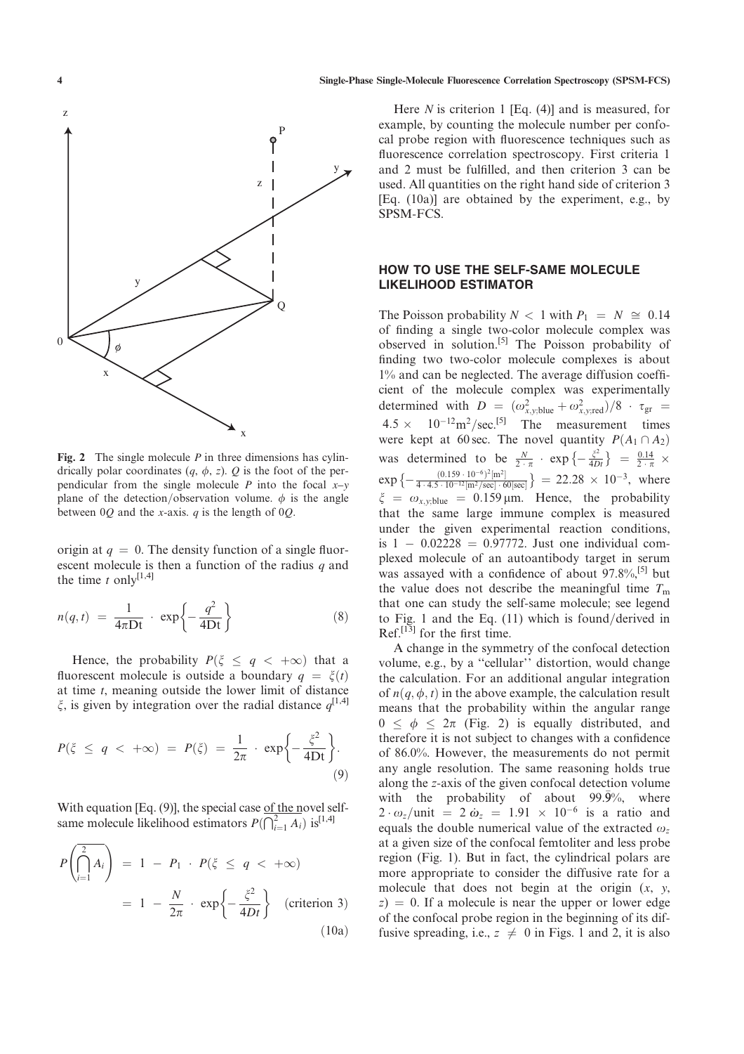Fig. 2 The single molecule $P$ in three dimensions has cylindrically polar coordinates $(q, \phi, z)$. $Q$ is the foot of the perpendicular from the single molecule $P$ into the focal $x$–$y$ plane of the detection/observation volume. $\phi$ is the angle between $0Q$ and the $x$-axis. $q$ is the length of $0Q$.

origin at $q = 0$. The density function of a single fluorescent molecule is then a function of the radius $q$ and the time $t$ only[1,4]

$$n(q,t) = \frac{1}{4\pi \mathrm{Dt}} \cdot \exp\left\{-\frac{q^2}{4\mathrm{Dt}}\right\} \tag{8}$$

Hence, the probability $P(\xi \leq q < +\infty)$ that a fluorescent molecule is outside a boundary $q = \xi(t)$ at time $t$, meaning outside the lower limit of distance $\xi$, is given by integration over the radial distance $q$[1,4]

$$P(\xi \leq q < +\infty) = P(\xi) = \frac{1}{2\pi} \cdot \exp\left\{-\frac{\xi^2}{4\mathrm{Dt}}\right\}. \tag{9}$$

With equation [Eq. (9)], the special case of the novel self-same molecule likelihood estimators $P(\overline{\bigcap_{i=1}^{2} A_i})$ is[1,4]

$$P\left(\overline{\bigcap_{i=1}^{2} A_i}\right) = 1 - P_1 \cdot P(\xi \leq q < +\infty) = 1 - \frac{N}{2\pi} \cdot \exp\left\{-\frac{\xi^2}{4Dt}\right\} \quad \text{(criterion 3)} \tag{10a}$$

Here $N$ is criterion 1 [Eq. (4)] and is measured, for example, by counting the molecule number per confocal probe region with fluorescence techniques such as fluorescence correlation spectroscopy. First criteria 1 and 2 must be fulfilled, and then criterion 3 can be used. All quantities on the right hand side of criterion 3 [Eq. (10a)] are obtained by the experiment, e.g., by SPSM-FCS.

## HOW TO USE THE SELF-SAME MOLECULE LIKELIHOOD ESTIMATOR

The Poisson probability $N < 1$ with $P_1 = N \cong 0.14$ of finding a single two-color molecule complex was observed in solution.[5] The Poisson probability of finding two two-color molecule complexes is about 1% and can be neglected. The average diffusion coefficient of the molecule complex was experimentally determined with $D = (\omega^2_{x,y;\mathrm{blue}} + \omega^2_{x,y;\mathrm{red}})/8 \cdot \tau_{\mathrm{gr}} = 4.5 \times 10^{-12}\mathrm{m}^2/\mathrm{sec}$.[5] The measurement times were kept at 60 sec. The novel quantity $P(\overline{A_1 \cap A_2})$ was determined to be $\frac{N}{2\cdot\pi} \cdot \exp\left\{-\frac{\xi^2}{4Dt}\right\} = \frac{0.14}{2\cdot\pi} \times \exp\left\{-\frac{(0.159\cdot10^{-6})^2[\mathrm{m}^2]}{4\cdot4.5\cdot10^{-12}[\mathrm{m}^2/\mathrm{sec}]\cdot60[\mathrm{sec}]}\right\} = 22.28 \times 10^{-3}$, where $\xi = \omega_{x,y;\mathrm{blue}} = 0.159\,\mu\mathrm{m}$. Hence, the probability that the same large immune complex is measured under the given experimental reaction conditions, is $1 - 0.02228 = 0.97772$. Just one individual complexed molecule of an autoantibody target in serum was assayed with a confidence of about 97.8%,[5] but the value does not describe the meaningful time $T_m$ that one can study the self-same molecule; see legend to Fig. 1 and the Eq. (11) which is found/derived in Ref.[13] for the first time.

A change in the symmetry of the confocal detection volume, e.g., by a "cellular" distortion, would change the calculation. For an additional angular integration of $n(q, \phi, t)$ in the above example, the calculation result means that the probability within the angular range $0 \leq \phi \leq 2\pi$ (Fig. 2) is equally distributed, and therefore it is not subject to changes with a confidence of 86.0%. However, the measurements do not permit any angle resolution. The same reasoning holds true along the $z$-axis of the given confocal detection volume with the probability of about $99.\bar{9}$%, where $2 \cdot \omega_z/\mathrm{unit} = 2\,\dot{\omega}_z = 1.91 \times 10^{-6}$ is a ratio and equals the double numerical value of the extracted $\omega_z$ at a given size of the confocal femtoliter and less probe region (Fig. 1). But in fact, the cylindrical polars are more appropriate to consider the diffusive rate for a molecule that does not begin at the origin $(x, y, z) = 0$. If a molecule is near the upper or lower edge of the confocal probe region in the beginning of its diffusive spreading, i.e., $z \neq 0$ in Figs. 1 and 2, it is also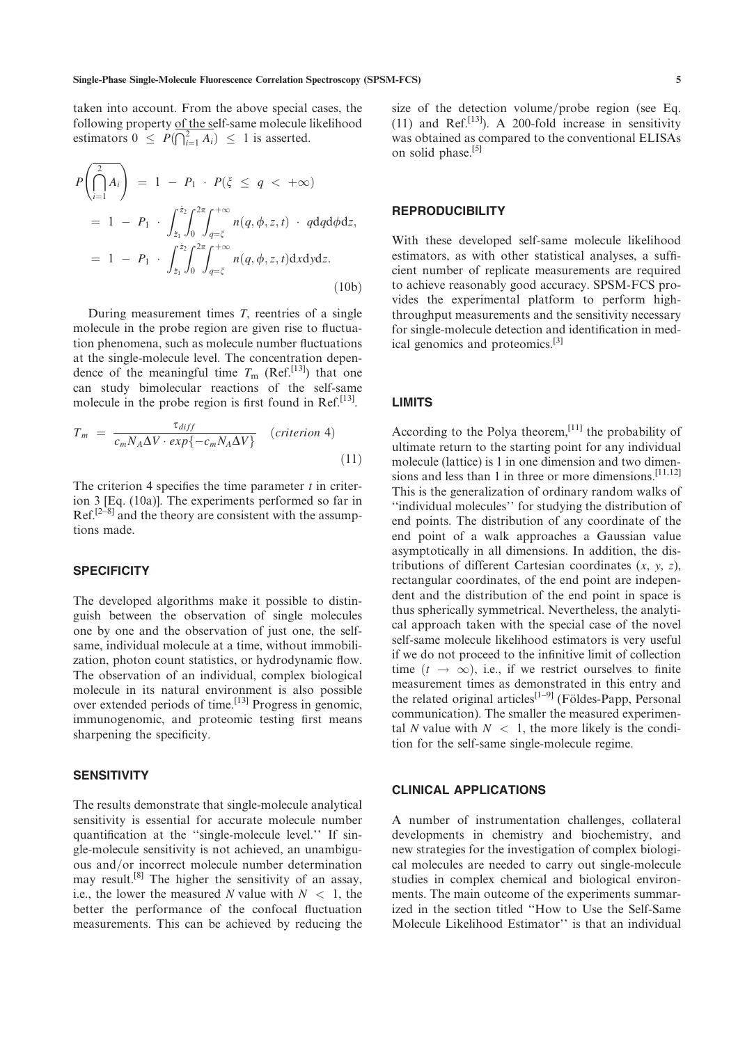taken into account. From the above special cases, the following property of the self-same molecule likelihood estimators $0 \leq P(\overline{\bigcap_{i=1}^{2} A_i}) \leq 1$ is asserted.

$$
\begin{aligned}
P\left(\overline{\bigcap_{i=1}^{2} A_i}\right) &= 1 - P_1 \cdot P(\xi \leq q < +\infty) \\
&= 1 - P_1 \cdot \int_{\dot{z}_1}^{\dot{z}_2} \int_0^{2\pi} \int_{q=\xi}^{+\infty} n(q, \phi, z, t) \cdot q\mathrm{d}q\mathrm{d}\phi\mathrm{d}z, \\
&= 1 - P_1 \cdot \int_{\dot{z}_1}^{\dot{z}_2} \int_0^{2\pi} \int_{q=\xi}^{+\infty} n(q, \phi, z, t)\mathrm{d}x\mathrm{d}y\mathrm{d}z.
\end{aligned}
\tag{10b}
$$

During measurement times $T$, reentries of a single molecule in the probe region are given rise to fluctuation phenomena, such as molecule number fluctuations at the single-molecule level. The concentration dependence of the meaningful time $T_m$ (Ref.[13]) that one can study bimolecular reactions of the self-same molecule in the probe region is first found in Ref.[13].

$$
T_m = \frac{\tau_{diff}}{c_m N_A \Delta V \cdot exp\{-c_m N_A \Delta V\}} \quad (criterion\ 4) \tag{11}
$$

The criterion 4 specifies the time parameter $t$ in criterion 3 [Eq. (10a)]. The experiments performed so far in Ref.[2–8] and the theory are consistent with the assumptions made.

## SPECIFICITY

The developed algorithms make it possible to distinguish between the observation of single molecules one by one and the observation of just one, the self-same, individual molecule at a time, without immobilization, photon count statistics, or hydrodynamic flow. The observation of an individual, complex biological molecule in its natural environment is also possible over extended periods of time.[13] Progress in genomic, immunogenomic, and proteomic testing first means sharpening the specificity.

## SENSITIVITY

The results demonstrate that single-molecule analytical sensitivity is essential for accurate molecule number quantification at the "single-molecule level." If single-molecule sensitivity is not achieved, an unambiguous and/or incorrect molecule number determination may result.[8] The higher the sensitivity of an assay, i.e., the lower the measured $N$ value with $N < 1$, the better the performance of the confocal fluctuation measurements. This can be achieved by reducing the size of the detection volume/probe region (see Eq. (11) and Ref.[13]). A 200-fold increase in sensitivity was obtained as compared to the conventional ELISAs on solid phase.[5]

## REPRODUCIBILITY

With these developed self-same molecule likelihood estimators, as with other statistical analyses, a sufficient number of replicate measurements are required to achieve reasonably good accuracy. SPSM-FCS provides the experimental platform to perform high-throughput measurements and the sensitivity necessary for single-molecule detection and identification in medical genomics and proteomics.[3]

## LIMITS

According to the Polya theorem,[11] the probability of ultimate return to the starting point for any individual molecule (lattice) is 1 in one dimension and two dimensions and less than 1 in three or more dimensions.[11,12] This is the generalization of ordinary random walks of "individual molecules" for studying the distribution of end points. The distribution of any coordinate of the end point of a walk approaches a Gaussian value asymptotically in all dimensions. In addition, the distributions of different Cartesian coordinates ($x$, $y$, $z$), rectangular coordinates, of the end point are independent and the distribution of the end point in space is thus spherically symmetrical. Nevertheless, the analytical approach taken with the special case of the novel self-same molecule likelihood estimators is very useful if we do not proceed to the infinitive limit of collection time ($t \to \infty$), i.e., if we restrict ourselves to finite measurement times as demonstrated in this entry and the related original articles[1–9] (Földes-Papp, Personal communication). The smaller the measured experimental $N$ value with $N < 1$, the more likely is the condition for the self-same single-molecule regime.

## CLINICAL APPLICATIONS

A number of instrumentation challenges, collateral developments in chemistry and biochemistry, and new strategies for the investigation of complex biological molecules are needed to carry out single-molecule studies in complex chemical and biological environments. The main outcome of the experiments summarized in the section titled "How to Use the Self-Same Molecule Likelihood Estimator" is that an individual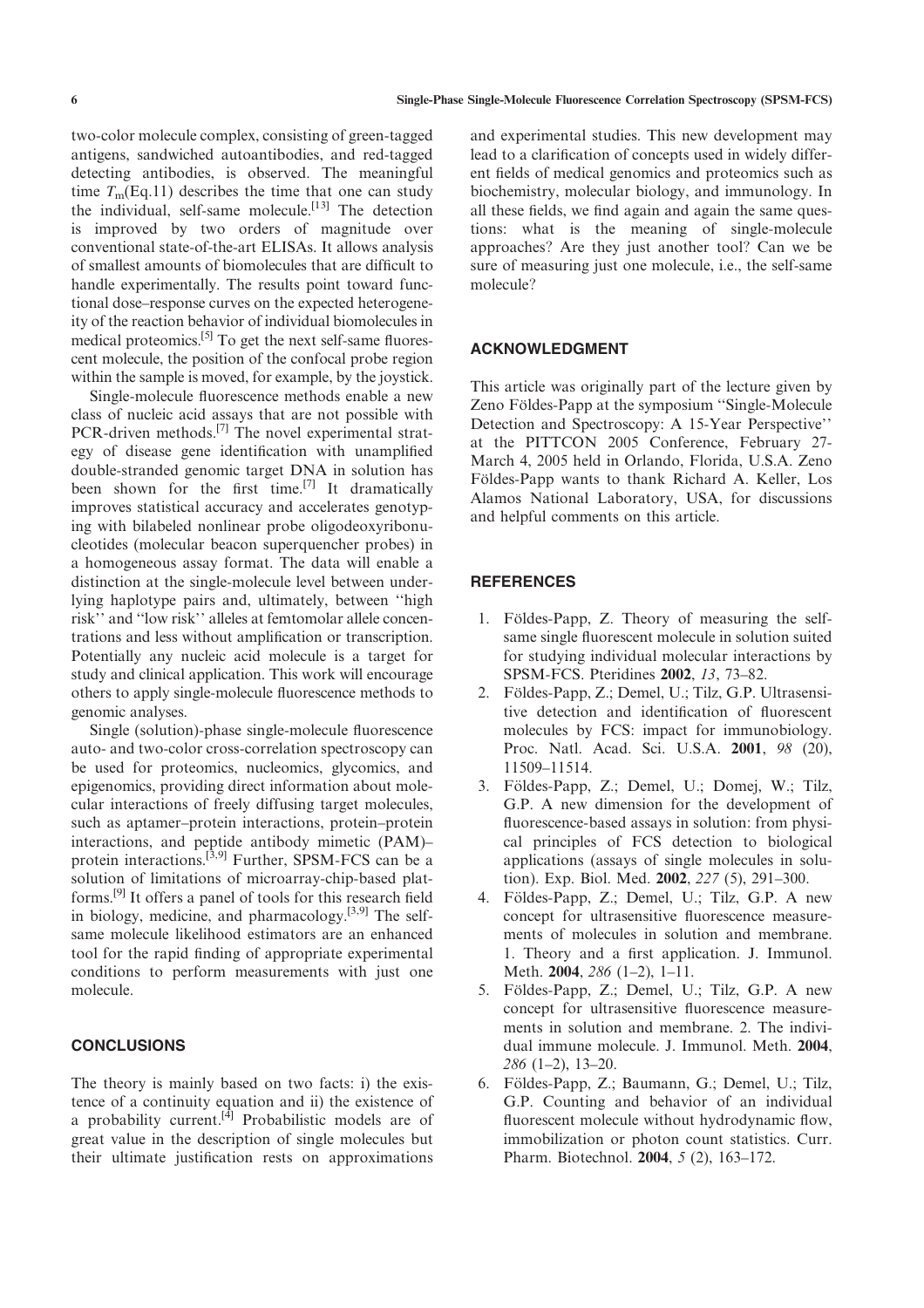two-color molecule complex, consisting of green-tagged antigens, sandwiched autoantibodies, and red-tagged detecting antibodies, is observed. The meaningful time $T_m$(Eq.11) describes the time that one can study the individual, self-same molecule.[13] The detection is improved by two orders of magnitude over conventional state-of-the-art ELISAs. It allows analysis of smallest amounts of biomolecules that are difficult to handle experimentally. The results point toward functional dose–response curves on the expected heterogeneity of the reaction behavior of individual biomolecules in medical proteomics.[5] To get the next self-same fluorescent molecule, the position of the confocal probe region within the sample is moved, for example, by the joystick.

Single-molecule fluorescence methods enable a new class of nucleic acid assays that are not possible with PCR-driven methods.[7] The novel experimental strategy of disease gene identification with unamplified double-stranded genomic target DNA in solution has been shown for the first time.[7] It dramatically improves statistical accuracy and accelerates genotyping with bilabeled nonlinear probe oligodeoxyribonucleotides (molecular beacon superquencher probes) in a homogeneous assay format. The data will enable a distinction at the single-molecule level between underlying haplotype pairs and, ultimately, between ''high risk'' and ''low risk'' alleles at femtomolar allele concentrations and less without amplification or transcription. Potentially any nucleic acid molecule is a target for study and clinical application. This work will encourage others to apply single-molecule fluorescence methods to genomic analyses.

Single (solution)-phase single-molecule fluorescence auto- and two-color cross-correlation spectroscopy can be used for proteomics, nucleomics, glycomics, and epigenomics, providing direct information about molecular interactions of freely diffusing target molecules, such as aptamer–protein interactions, protein–protein interactions, and peptide antibody mimetic (PAM)–protein interactions.[3,9] Further, SPSM-FCS can be a solution of limitations of microarray-chip-based platforms.[9] It offers a panel of tools for this research field in biology, medicine, and pharmacology.[3,9] The self-same molecule likelihood estimators are an enhanced tool for the rapid finding of appropriate experimental conditions to perform measurements with just one molecule.

## CONCLUSIONS

The theory is mainly based on two facts: i) the existence of a continuity equation and ii) the existence of a probability current.[4] Probabilistic models are of great value in the description of single molecules but their ultimate justification rests on approximations and experimental studies. This new development may lead to a clarification of concepts used in widely different fields of medical genomics and proteomics such as biochemistry, molecular biology, and immunology. In all these fields, we find again and again the same questions: what is the meaning of single-molecule approaches? Are they just another tool? Can we be sure of measuring just one molecule, i.e., the self-same molecule?

## ACKNOWLEDGMENT

This article was originally part of the lecture given by Zeno Földes-Papp at the symposium ''Single-Molecule Detection and Spectroscopy: A 15-Year Perspective'' at the PITTCON 2005 Conference, February 27-March 4, 2005 held in Orlando, Florida, U.S.A. Zeno Földes-Papp wants to thank Richard A. Keller, Los Alamos National Laboratory, USA, for discussions and helpful comments on this article.

## REFERENCES

1. Földes-Papp, Z. Theory of measuring the self-same single fluorescent molecule in solution suited for studying individual molecular interactions by SPSM-FCS. Pteridines **2002**, *13*, 73–82.
2. Földes-Papp, Z.; Demel, U.; Tilz, G.P. Ultrasensitive detection and identification of fluorescent molecules by FCS: impact for immunobiology. Proc. Natl. Acad. Sci. U.S.A. **2001**, *98* (20), 11509–11514.
3. Földes-Papp, Z.; Demel, U.; Domej, W.; Tilz, G.P. A new dimension for the development of fluorescence-based assays in solution: from physical principles of FCS detection to biological applications (assays of single molecules in solution). Exp. Biol. Med. **2002**, *227* (5), 291–300.
4. Földes-Papp, Z.; Demel, U.; Tilz, G.P. A new concept for ultrasensitive fluorescence measurements of molecules in solution and membrane. 1. Theory and a first application. J. Immunol. Meth. **2004**, *286* (1–2), 1–11.
5. Földes-Papp, Z.; Demel, U.; Tilz, G.P. A new concept for ultrasensitive fluorescence measurements in solution and membrane. 2. The individual immune molecule. J. Immunol. Meth. **2004**, *286* (1–2), 13–20.
6. Földes-Papp, Z.; Baumann, G.; Demel, U.; Tilz, G.P. Counting and behavior of an individual fluorescent molecule without hydrodynamic flow, immobilization or photon count statistics. Curr. Pharm. Biotechnol. **2004**, *5* (2), 163–172.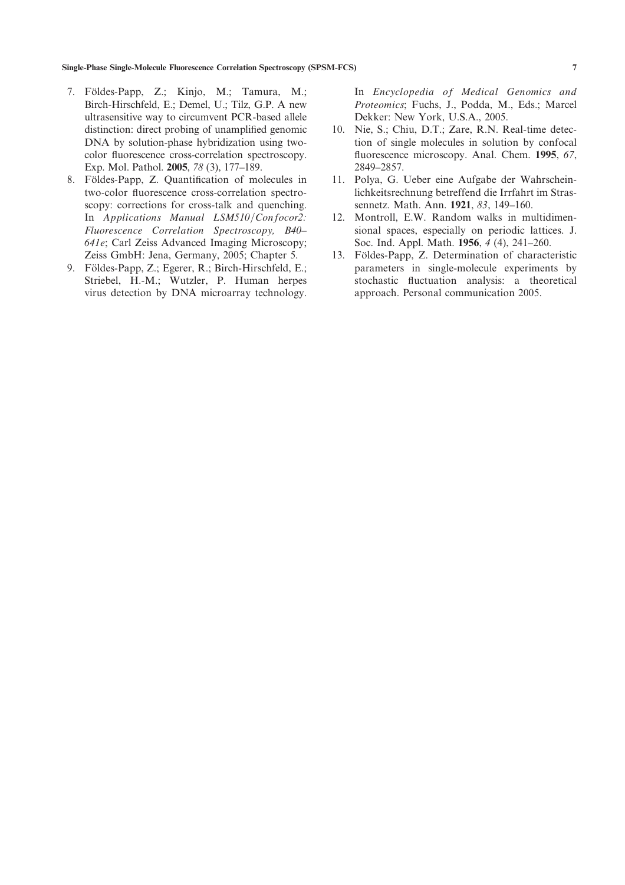7. Földes-Papp, Z.; Kinjo, M.; Tamura, M.; Birch-Hirschfeld, E.; Demel, U.; Tilz, G.P. A new ultrasensitive way to circumvent PCR-based allele distinction: direct probing of unamplified genomic DNA by solution-phase hybridization using two-color fluorescence cross-correlation spectroscopy. Exp. Mol. Pathol. **2005**, *78* (3), 177–189.
8. Földes-Papp, Z. Quantification of molecules in two-color fluorescence cross-correlation spectroscopy: corrections for cross-talk and quenching. In *Applications Manual LSM510/Confocor2: Fluorescence Correlation Spectroscopy, B40–641e*; Carl Zeiss Advanced Imaging Microscopy; Zeiss GmbH: Jena, Germany, 2005; Chapter 5.
9. Földes-Papp, Z.; Egerer, R.; Birch-Hirschfeld, E.; Striebel, H.-M.; Wutzler, P. Human herpes virus detection by DNA microarray technology. In *Encyclopedia of Medical Genomics and Proteomics*; Fuchs, J., Podda, M., Eds.; Marcel Dekker: New York, U.S.A., 2005.
10. Nie, S.; Chiu, D.T.; Zare, R.N. Real-time detection of single molecules in solution by confocal fluorescence microscopy. Anal. Chem. **1995**, *67*, 2849–2857.
11. Polya, G. Ueber eine Aufgabe der Wahrscheinlichkeitsrechnung betreffend die Irrfahrt im Strassennetz. Math. Ann. **1921**, *83*, 149–160.
12. Montroll, E.W. Random walks in multidimensional spaces, especially on periodic lattices. J. Soc. Ind. Appl. Math. **1956**, *4* (4), 241–260.
13. Földes-Papp, Z. Determination of characteristic parameters in single-molecule experiments by stochastic fluctuation analysis: a theoretical approach. Personal communication 2005.